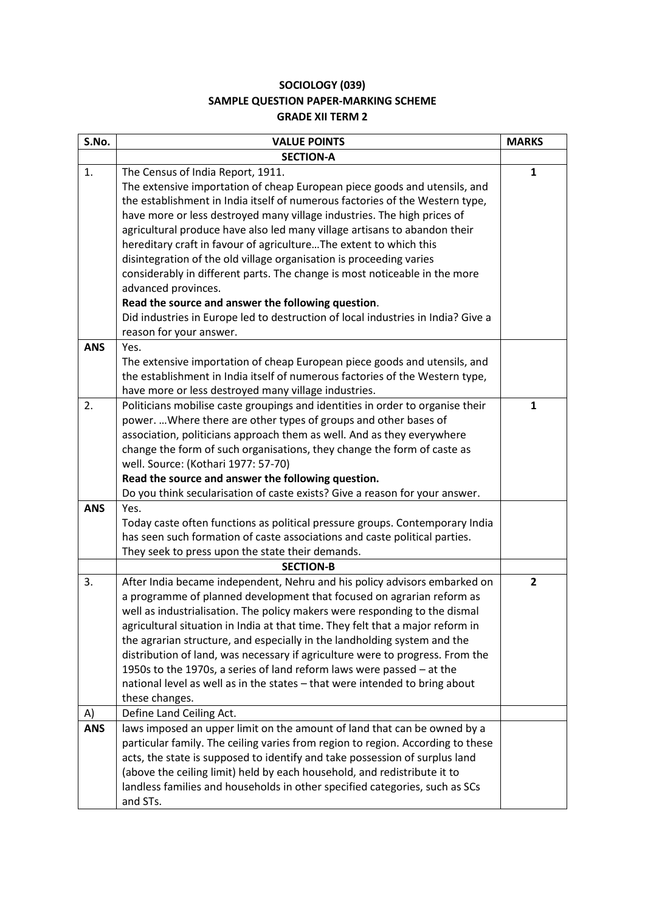**SOCIOLOGY (039)**
**SAMPLE QUESTION PAPER-MARKING SCHEME**
**GRADE XII TERM 2**

| S.No. | VALUE POINTS | MARKS |
|---|---|---|
| | **SECTION-A** | |
| 1. | The Census of India Report, 1911.<br>The extensive importation of cheap European piece goods and utensils, and the establishment in India itself of numerous factories of the Western type, have more or less destroyed many village industries. The high prices of agricultural produce have also led many village artisans to abandon their hereditary craft in favour of agriculture…The extent to which this disintegration of the old village organisation is proceeding varies considerably in different parts. The change is most noticeable in the more advanced provinces.<br>**Read the source and answer the following question**.<br>Did industries in Europe led to destruction of local industries in India? Give a reason for your answer. | **1** |
| **ANS** | Yes.<br>The extensive importation of cheap European piece goods and utensils, and the establishment in India itself of numerous factories of the Western type, have more or less destroyed many village industries. | |
| 2. | Politicians mobilise caste groupings and identities in order to organise their power. …Where there are other types of groups and other bases of association, politicians approach them as well. And as they everywhere change the form of such organisations, they change the form of caste as well. Source: (Kothari 1977: 57-70)<br>**Read the source and answer the following question.**<br>Do you think secularisation of caste exists? Give a reason for your answer. | **1** |
| **ANS** | Yes.<br>Today caste often functions as political pressure groups. Contemporary India has seen such formation of caste associations and caste political parties. They seek to press upon the state their demands. | |
| | **SECTION-B** | |
| 3. | After India became independent, Nehru and his policy advisors embarked on a programme of planned development that focused on agrarian reform as well as industrialisation. The policy makers were responding to the dismal agricultural situation in India at that time. They felt that a major reform in the agrarian structure, and especially in the landholding system and the distribution of land, was necessary if agriculture were to progress. From the 1950s to the 1970s, a series of land reform laws were passed – at the national level as well as in the states – that were intended to bring about these changes. | **2** |
| A) | Define Land Ceiling Act. | |
| **ANS** | laws imposed an upper limit on the amount of land that can be owned by a particular family. The ceiling varies from region to region. According to these acts, the state is supposed to identify and take possession of surplus land (above the ceiling limit) held by each household, and redistribute it to landless families and households in other specified categories, such as SCs and STs. | |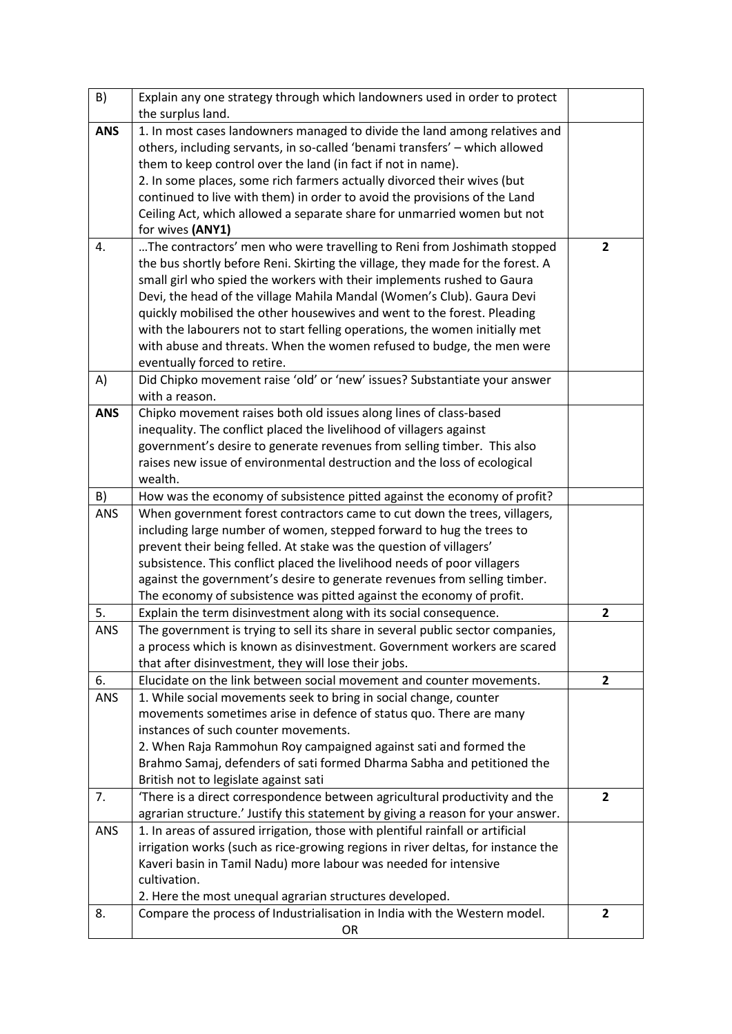| | | |
|---|---|---|
| B) | Explain any one strategy through which landowners used in order to protect the surplus land. | |
| **ANS** | 1. In most cases landowners managed to divide the land among relatives and others, including servants, in so-called 'benami transfers' – which allowed them to keep control over the land (in fact if not in name).<br>2. In some places, some rich farmers actually divorced their wives (but continued to live with them) in order to avoid the provisions of the Land Ceiling Act, which allowed a separate share for unmarried women but not for wives **(ANY1)** | |
| 4. | …The contractors' men who were travelling to Reni from Joshimath stopped the bus shortly before Reni. Skirting the village, they made for the forest. A small girl who spied the workers with their implements rushed to Gaura Devi, the head of the village Mahila Mandal (Women's Club). Gaura Devi quickly mobilised the other housewives and went to the forest. Pleading with the labourers not to start felling operations, the women initially met with abuse and threats. When the women refused to budge, the men were eventually forced to retire. | **2** |
| A) | Did Chipko movement raise 'old' or 'new' issues? Substantiate your answer with a reason. | |
| **ANS** | Chipko movement raises both old issues along lines of class-based inequality. The conflict placed the livelihood of villagers against government's desire to generate revenues from selling timber. This also raises new issue of environmental destruction and the loss of ecological wealth. | |
| B) | How was the economy of subsistence pitted against the economy of profit? | |
| ANS | When government forest contractors came to cut down the trees, villagers, including large number of women, stepped forward to hug the trees to prevent their being felled. At stake was the question of villagers' subsistence. This conflict placed the livelihood needs of poor villagers against the government's desire to generate revenues from selling timber. The economy of subsistence was pitted against the economy of profit. | |
| 5. | Explain the term disinvestment along with its social consequence. | **2** |
| ANS | The government is trying to sell its share in several public sector companies, a process which is known as disinvestment. Government workers are scared that after disinvestment, they will lose their jobs. | |
| 6. | Elucidate on the link between social movement and counter movements. | **2** |
| ANS | 1. While social movements seek to bring in social change, counter movements sometimes arise in defence of status quo. There are many instances of such counter movements.<br>2. When Raja Rammohun Roy campaigned against sati and formed the Brahmo Samaj, defenders of sati formed Dharma Sabha and petitioned the British not to legislate against sati | |
| 7. | 'There is a direct correspondence between agricultural productivity and the agrarian structure.' Justify this statement by giving a reason for your answer. | **2** |
| ANS | 1. In areas of assured irrigation, those with plentiful rainfall or artificial irrigation works (such as rice-growing regions in river deltas, for instance the Kaveri basin in Tamil Nadu) more labour was needed for intensive cultivation.<br>2. Here the most unequal agrarian structures developed. | |
| 8. | Compare the process of Industrialisation in India with the Western model.<br>OR | **2** |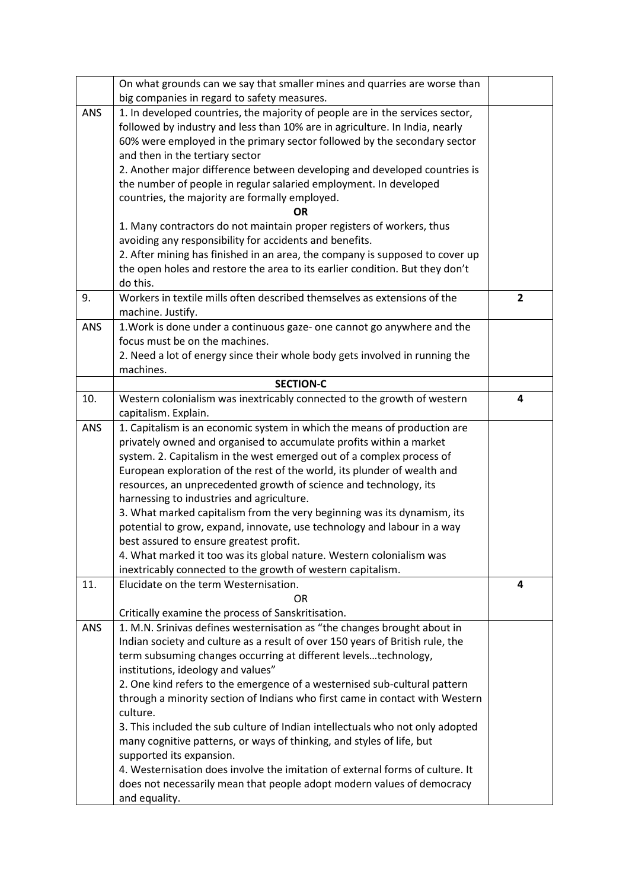|  |  |  |
|---|---|---|
|  | On what grounds can we say that smaller mines and quarries are worse than big companies in regard to safety measures. |  |
| ANS | 1. In developed countries, the majority of people are in the services sector, followed by industry and less than 10% are in agriculture. In India, nearly 60% were employed in the primary sector followed by the secondary sector and then in the tertiary sector<br>2. Another major difference between developing and developed countries is the number of people in regular salaried employment. In developed countries, the majority are formally employed.<br>**OR**<br>1. Many contractors do not maintain proper registers of workers, thus avoiding any responsibility for accidents and benefits.<br>2. After mining has finished in an area, the company is supposed to cover up the open holes and restore the area to its earlier condition. But they don't do this. |  |
| 9. | Workers in textile mills often described themselves as extensions of the machine. Justify. | **2** |
| ANS | 1.Work is done under a continuous gaze- one cannot go anywhere and the focus must be on the machines.<br>2. Need a lot of energy since their whole body gets involved in running the machines. |  |
|  | **SECTION-C** |  |
| 10. | Western colonialism was inextricably connected to the growth of western capitalism. Explain. | **4** |
| ANS | 1. Capitalism is an economic system in which the means of production are privately owned and organised to accumulate profits within a market system. 2. Capitalism in the west emerged out of a complex process of European exploration of the rest of the world, its plunder of wealth and resources, an unprecedented growth of science and technology, its harnessing to industries and agriculture.<br>3. What marked capitalism from the very beginning was its dynamism, its potential to grow, expand, innovate, use technology and labour in a way best assured to ensure greatest profit.<br>4. What marked it too was its global nature. Western colonialism was inextricably connected to the growth of western capitalism. |  |
| 11. | Elucidate on the term Westernisation.<br>OR<br>Critically examine the process of Sanskritisation. | **4** |
| ANS | 1. M.N. Srinivas defines westernisation as "the changes brought about in Indian society and culture as a result of over 150 years of British rule, the term subsuming changes occurring at different levels…technology, institutions, ideology and values"<br>2. One kind refers to the emergence of a westernised sub-cultural pattern through a minority section of Indians who first came in contact with Western culture.<br>3. This included the sub culture of Indian intellectuals who not only adopted many cognitive patterns, or ways of thinking, and styles of life, but supported its expansion.<br>4. Westernisation does involve the imitation of external forms of culture. It does not necessarily mean that people adopt modern values of democracy and equality. |  |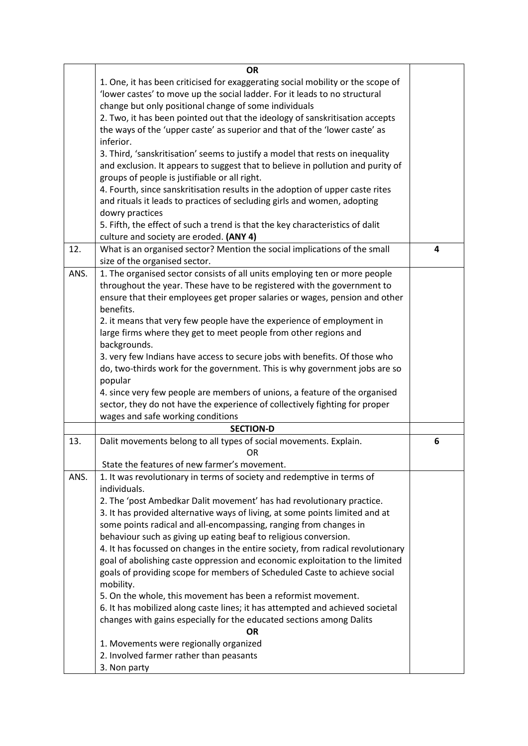| | | |
|---|---|---|
| | **OR**<br>1. One, it has been criticised for exaggerating social mobility or the scope of 'lower castes' to move up the social ladder. For it leads to no structural change but only positional change of some individuals<br>2. Two, it has been pointed out that the ideology of sanskritisation accepts the ways of the 'upper caste' as superior and that of the 'lower caste' as inferior.<br>3. Third, 'sanskritisation' seems to justify a model that rests on inequality and exclusion. It appears to suggest that to believe in pollution and purity of groups of people is justifiable or all right.<br>4. Fourth, since sanskritisation results in the adoption of upper caste rites and rituals it leads to practices of secluding girls and women, adopting dowry practices<br>5. Fifth, the effect of such a trend is that the key characteristics of dalit culture and society are eroded. **(ANY 4)** | |
| 12. | What is an organised sector? Mention the social implications of the small size of the organised sector. | **4** |
| ANS. | 1. The organised sector consists of all units employing ten or more people throughout the year. These have to be registered with the government to ensure that their employees get proper salaries or wages, pension and other benefits.<br>2. it means that very few people have the experience of employment in large firms where they get to meet people from other regions and backgrounds.<br>3. very few Indians have access to secure jobs with benefits. Of those who do, two-thirds work for the government. This is why government jobs are so popular<br>4. since very few people are members of unions, a feature of the organised sector, they do not have the experience of collectively fighting for proper wages and safe working conditions | |
| | **SECTION-D** | |
| 13. | Dalit movements belong to all types of social movements. Explain.<br>OR<br>State the features of new farmer's movement. | **6** |
| ANS. | 1. It was revolutionary in terms of society and redemptive in terms of individuals.<br>2. The 'post Ambedkar Dalit movement' has had revolutionary practice.<br>3. It has provided alternative ways of living, at some points limited and at some points radical and all-encompassing, ranging from changes in behaviour such as giving up eating beaf to religious conversion.<br>4. It has focussed on changes in the entire society, from radical revolutionary goal of abolishing caste oppression and economic exploitation to the limited goals of providing scope for members of Scheduled Caste to achieve social mobility.<br>5. On the whole, this movement has been a reformist movement.<br>6. It has mobilized along caste lines; it has attempted and achieved societal changes with gains especially for the educated sections among Dalits<br>**OR**<br>1. Movements were regionally organized<br>2. Involved farmer rather than peasants<br>3. Non party | |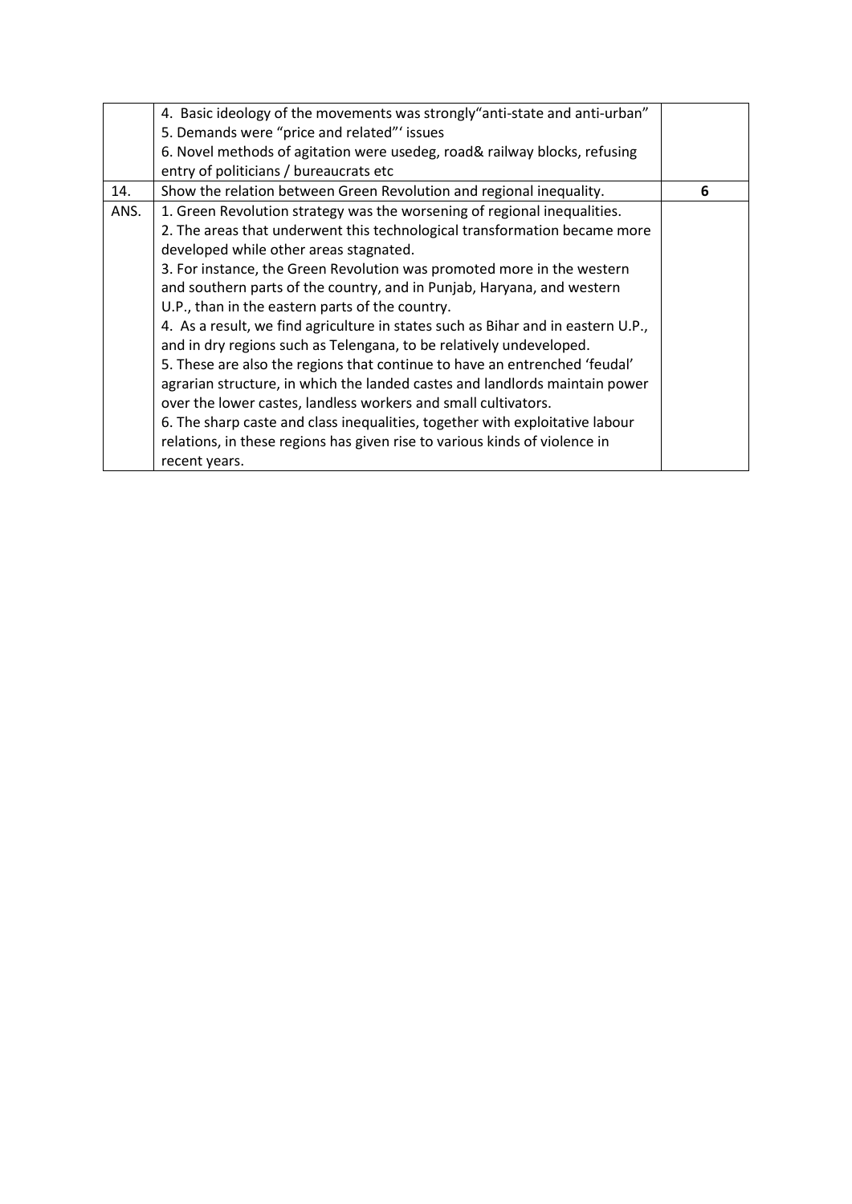| | | |
|---|---|---|
| | 4. Basic ideology of the movements was strongly"anti-state and anti-urban"<br>5. Demands were "price and related"' issues<br>6. Novel methods of agitation were usedeg, road& railway blocks, refusing entry of politicians / bureaucrats etc | |
| 14. | Show the relation between Green Revolution and regional inequality. | **6** |
| ANS. | 1. Green Revolution strategy was the worsening of regional inequalities.<br>2. The areas that underwent this technological transformation became more developed while other areas stagnated.<br>3. For instance, the Green Revolution was promoted more in the western and southern parts of the country, and in Punjab, Haryana, and western U.P., than in the eastern parts of the country.<br>4. As a result, we find agriculture in states such as Bihar and in eastern U.P., and in dry regions such as Telengana, to be relatively undeveloped.<br>5. These are also the regions that continue to have an entrenched 'feudal' agrarian structure, in which the landed castes and landlords maintain power over the lower castes, landless workers and small cultivators.<br>6. The sharp caste and class inequalities, together with exploitative labour relations, in these regions has given rise to various kinds of violence in recent years. | |